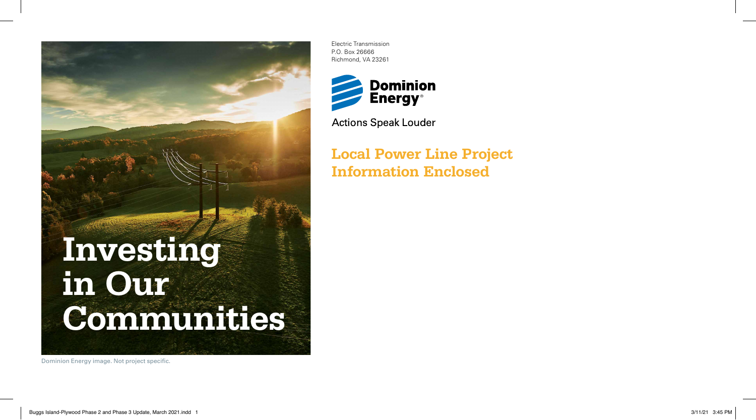# Investing in Our Communities

Dominion Energy image. Not project specific.

Electric Transmission
P.O. Box 26666
Richmond, VA 23261

Dominion Energy®

Actions Speak Louder

## Local Power Line Project Information Enclosed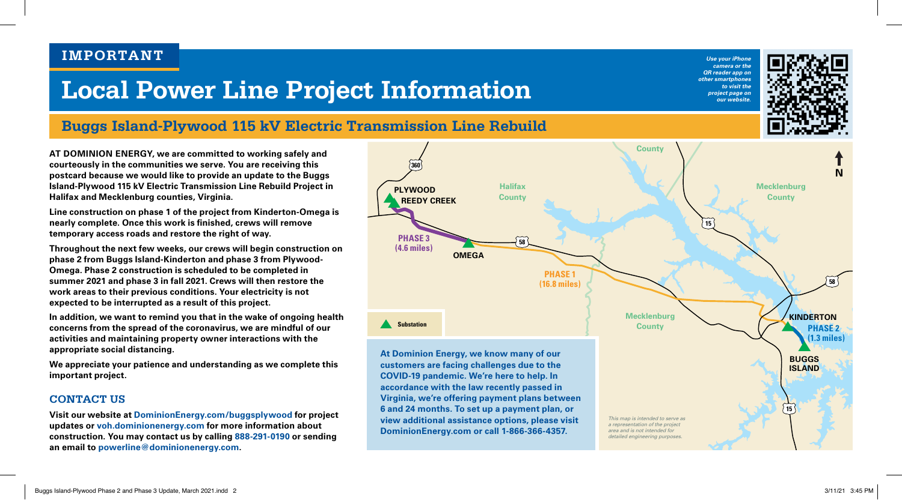**IMPORTANT**

# Local Power Line Project Information

*Use your iPhone camera or the QR reader app on other smartphones to visit the project page on our website.*

## Buggs Island-Plywood 115 kV Electric Transmission Line Rebuild

**AT DOMINION ENERGY, we are committed to working safely and courteously in the communities we serve. You are receiving this postcard because we would like to provide an update to the Buggs Island-Plywood 115 kV Electric Transmission Line Rebuild Project in Halifax and Mecklenburg counties, Virginia.**

**Line construction on phase 1 of the project from Kinderton-Omega is nearly complete. Once this work is finished, crews will remove temporary access roads and restore the right of way.**

**Throughout the next few weeks, our crews will begin construction on phase 2 from Buggs Island-Kinderton and phase 3 from Plywood-Omega. Phase 2 construction is scheduled to be completed in summer 2021 and phase 3 in fall 2021. Crews will then restore the work areas to their previous conditions. Your electricity is not expected to be interrupted as a result of this project.**

**In addition, we want to remind you that in the wake of ongoing health concerns from the spread of the coronavirus, we are mindful of our activities and maintaining property owner interactions with the appropriate social distancing.**

**We appreciate your patience and understanding as we complete this important project.**

### CONTACT US

**Visit our website at DominionEnergy.com/buggsplywood for project updates or voh.dominionenergy.com for more information about construction. You may contact us by calling 888-291-0190 or sending an email to powerline@dominionenergy.com.**

County

360

N

PLYWOOD

REEDY CREEK

Halifax County

Mecklenburg County

15

PHASE 3 (4.6 miles)

58

OMEGA

PHASE 1 (16.8 miles)

58

Substation

Mecklenburg County

KINDERTON

PHASE 2 (1.3 miles)

BUGGS ISLAND

15

*This map is intended to serve as a representation of the project area and is not intended for detailed engineering purposes.*

**At Dominion Energy, we know many of our customers are facing challenges due to the COVID-19 pandemic. We're here to help. In accordance with the law recently passed in Virginia, we're offering payment plans between 6 and 24 months. To set up a payment plan, or view additional assistance options, please visit DominionEnergy.com or call 1-866-366-4357.**